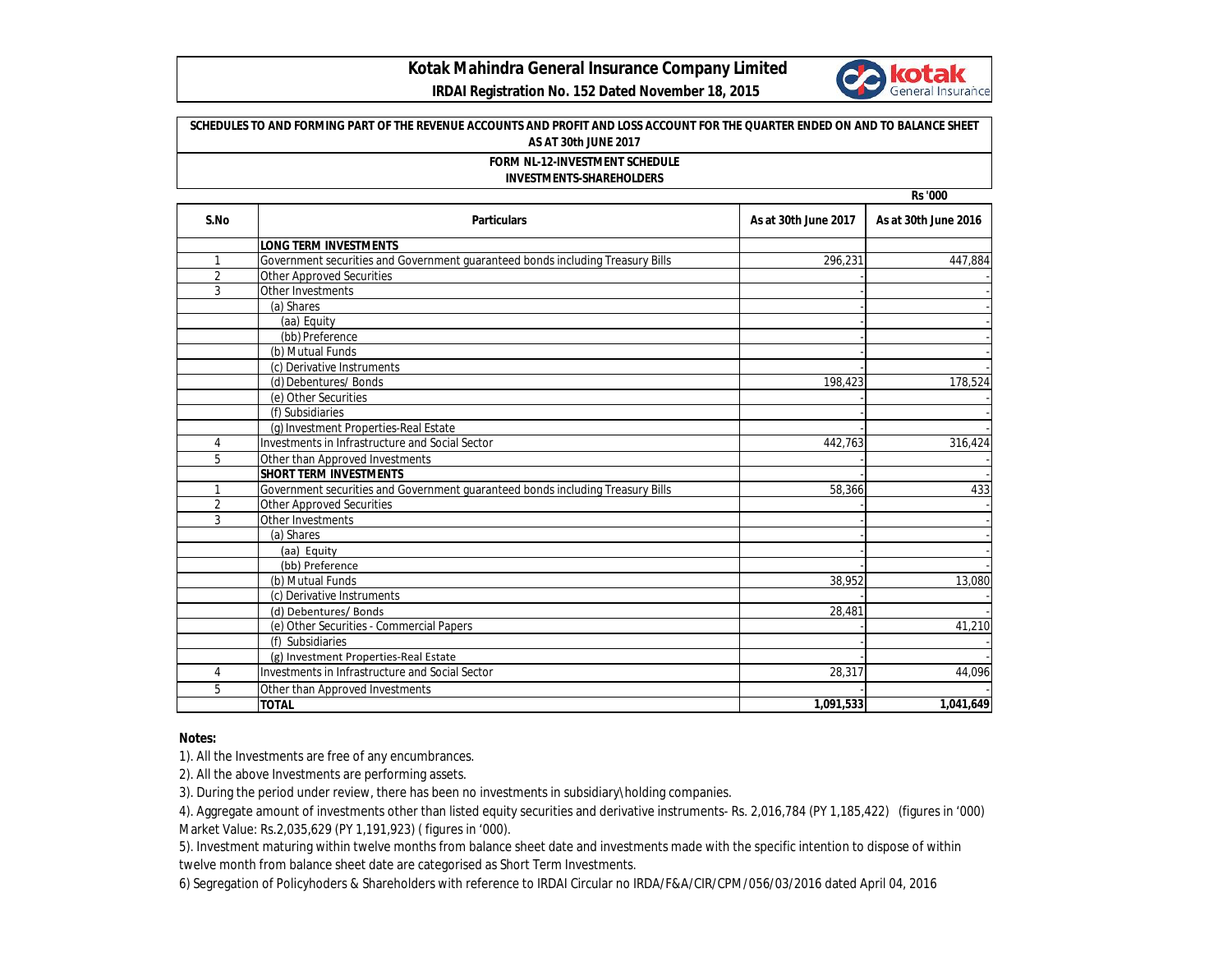# Kotak Mahindra General Insurance Company Limited

**IRDAI Registration No. 152 Dated November 18, 2015**

**SCHEDULES TO AND FORMING PART OF THE REVENUE ACCOUNTS AND PROFIT AND LOSS ACCOUNT FOR THE QUARTER ENDED ON AND TO BALANCE SHEET AS AT 30th JUNE 2017**

**FORM NL-12-INVESTMENT SCHEDULE**

**INVESTMENTS-SHAREHOLDERS**

Rs '000

| S.No | Particulars | As at 30th June 2017 | As at 30th June 2016 |
|---|---|---|---|
| | **LONG TERM INVESTMENTS** | | |
| 1 | Government securities and Government guaranteed bonds including Treasury Bills | 296,231 | 447,884 |
| 2 | Other Approved Securities | - | - |
| 3 | Other Investments | - | - |
| | (a) Shares | - | - |
| | (aa) Equity | - | - |
| | (bb) Preference | - | - |
| | (b) Mutual Funds | - | - |
| | (c) Derivative Instruments | - | - |
| | (d) Debentures/ Bonds | 198,423 | 178,524 |
| | (e) Other Securities | - | - |
| | (f) Subsidiaries | - | - |
| | (g) Investment Properties-Real Estate | - | - |
| 4 | Investments in Infrastructure and Social Sector | 442,763 | 316,424 |
| 5 | Other than Approved Investments | - | - |
| | **SHORT TERM INVESTMENTS** | - | - |
| 1 | Government securities and Government guaranteed bonds including Treasury Bills | 58,366 | 433 |
| 2 | Other Approved Securities | - | - |
| 3 | Other Investments | - | - |
| | (a) Shares | - | - |
| | (aa) Equity | - | - |
| | (bb) Preference | - | - |
| | (b) Mutual Funds | 38,952 | 13,080 |
| | (c) Derivative Instruments | - | - |
| | (d) Debentures/ Bonds | 28,481 | - |
| | (e) Other Securities - Commercial Papers | - | 41,210 |
| | (f) Subsidiaries | - | - |
| | (g) Investment Properties-Real Estate | - | - |
| 4 | Investments in Infrastructure and Social Sector | 28,317 | 44,096 |
| 5 | Other than Approved Investments | - | - |
| | **TOTAL** | **1,091,533** | **1,041,649** |

**Notes:**

1). All the Investments are free of any encumbrances.

2). All the above Investments are performing assets.

3). During the period under review, there has been no investments in subsidiary\holding companies.

4). Aggregate amount of investments other than listed equity securities and derivative instruments- Rs. 2,016,784 (PY 1,185,422) (figures in '000) Market Value: Rs.2,035,629 (PY 1,191,923) ( figures in '000).

5). Investment maturing within twelve months from balance sheet date and investments made with the specific intention to dispose of within twelve month from balance sheet date are categorised as Short Term Investments.

6) Segregation of Policyhoders & Shareholders with reference to IRDAI Circular no IRDA/F&A/CIR/CPM/056/03/2016 dated April 04, 2016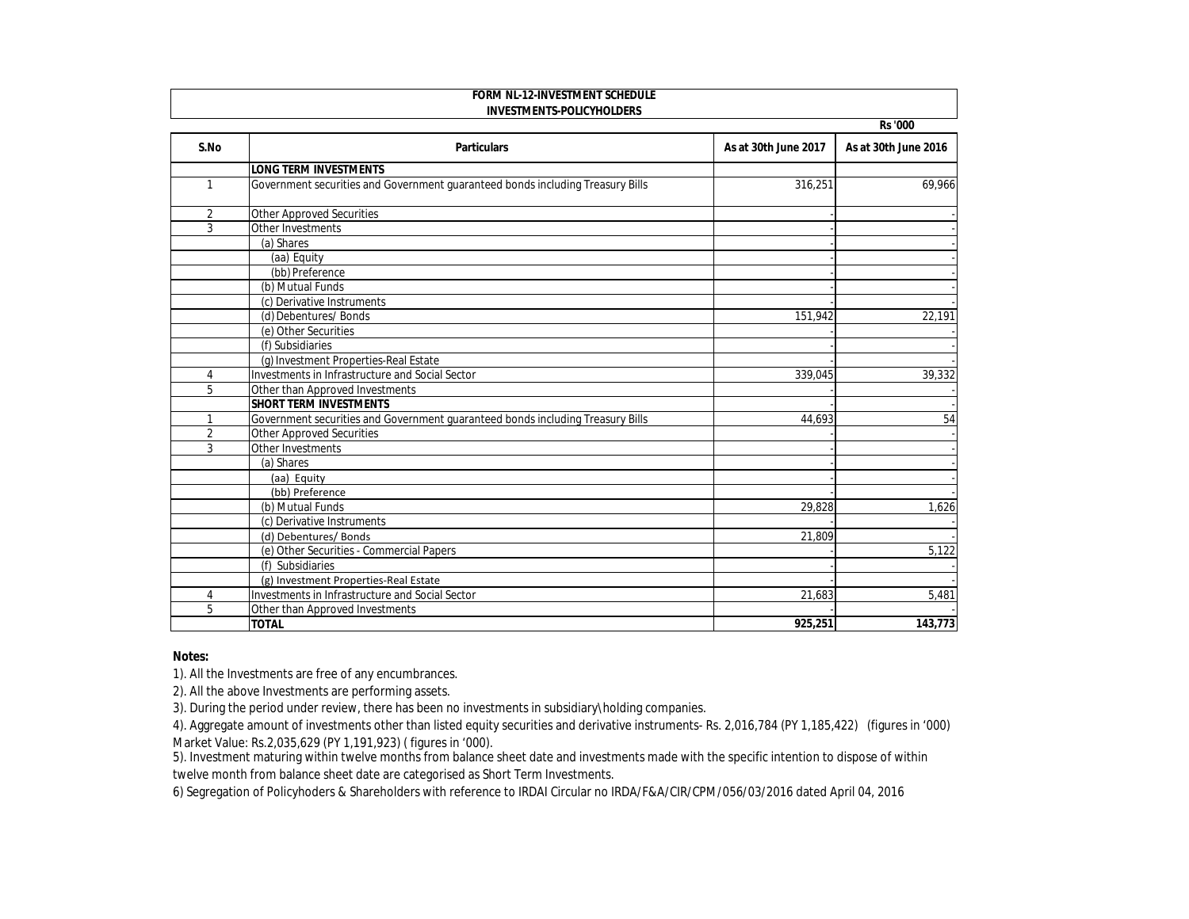## FORM NL-12-INVESTMENT SCHEDULE
## INVESTMENTS-POLICYHOLDERS

Rs '000

| S.No | Particulars | As at 30th June 2017 | As at 30th June 2016 |
|---|---|---|---|
| | **LONG TERM INVESTMENTS** | | |
| 1 | Government securities and Government guaranteed bonds including Treasury Bills | 316,251 | 69,966 |
| 2 | Other Approved Securities | - | - |
| 3 | Other Investments | - | - |
| | (a) Shares | - | - |
| | (aa) Equity | - | - |
| | (bb) Preference | - | - |
| | (b) Mutual Funds | - | - |
| | (c) Derivative Instruments | - | - |
| | (d) Debentures/ Bonds | 151,942 | 22,191 |
| | (e) Other Securities | - | - |
| | (f) Subsidiaries | - | - |
| | (g) Investment Properties-Real Estate | - | - |
| 4 | Investments in Infrastructure and Social Sector | 339,045 | 39,332 |
| 5 | Other than Approved Investments | - | - |
| | **SHORT TERM INVESTMENTS** | - | - |
| 1 | Government securities and Government guaranteed bonds including Treasury Bills | 44,693 | 54 |
| 2 | Other Approved Securities | - | - |
| 3 | Other Investments | - | - |
| | (a) Shares | - | - |
| | (aa) Equity | - | - |
| | (bb) Preference | - | - |
| | (b) Mutual Funds | 29,828 | 1,626 |
| | (c) Derivative Instruments | - | - |
| | (d) Debentures/ Bonds | 21,809 | - |
| | (e) Other Securities - Commercial Papers | - | 5,122 |
| | (f) Subsidiaries | - | - |
| | (g) Investment Properties-Real Estate | - | - |
| 4 | Investments in Infrastructure and Social Sector | 21,683 | 5,481 |
| 5 | Other than Approved Investments | - | - |
| | **TOTAL** | **925,251** | **143,773** |

**Notes:**

1). All the Investments are free of any encumbrances.

2). All the above Investments are performing assets.

3). During the period under review, there has been no investments in subsidiary\holding companies.

4). Aggregate amount of investments other than listed equity securities and derivative instruments- Rs. 2,016,784 (PY 1,185,422) (figures in '000) Market Value: Rs.2,035,629 (PY 1,191,923) ( figures in '000).

5). Investment maturing within twelve months from balance sheet date and investments made with the specific intention to dispose of within twelve month from balance sheet date are categorised as Short Term Investments.

6) Segregation of Policyhoders & Shareholders with reference to IRDAI Circular no IRDA/F&A/CIR/CPM/056/03/2016 dated April 04, 2016